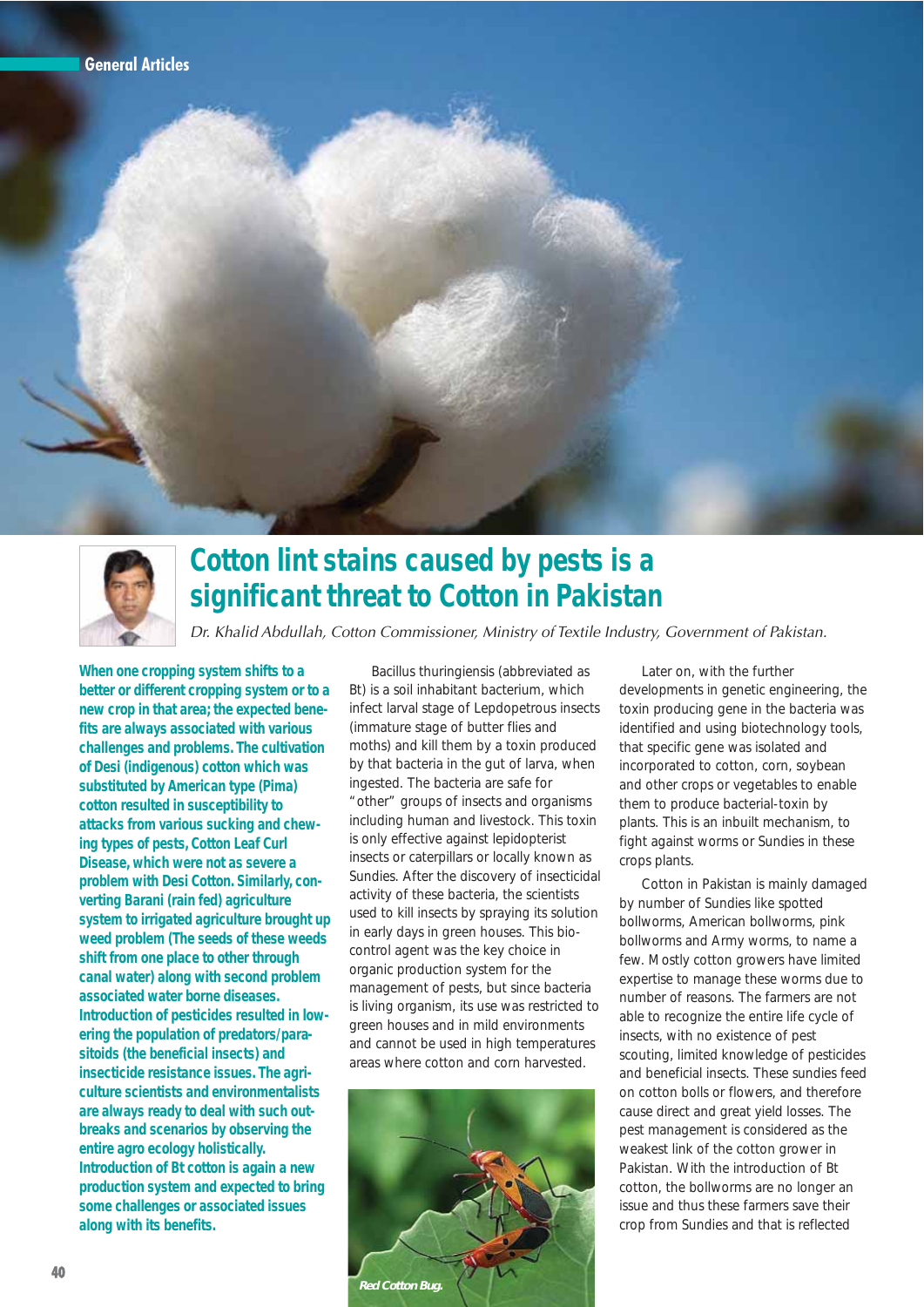# Cotton lint stains caused by pests is a significant threat to Cotton in Pakistan

*Dr. Khalid Abdullah, Cotton Commissioner, Ministry of Textile Industry, Government of Pakistan.*

**When one cropping system shifts to a better or different cropping system or to a new crop in that area; the expected benefits are always associated with various challenges and problems. The cultivation of Desi (indigenous) cotton which was substituted by American type (Pima) cotton resulted in susceptibility to attacks from various sucking and chewing types of pests, Cotton Leaf Curl Disease, which were not as severe a problem with Desi Cotton. Similarly, converting Barani (rain fed) agriculture system to irrigated agriculture brought up weed problem (The seeds of these weeds shift from one place to other through canal water) along with second problem associated water borne diseases. Introduction of pesticides resulted in lowering the population of predators/parasitoids (the beneficial insects) and insecticide resistance issues. The agriculture scientists and environmentalists are always ready to deal with such outbreaks and scenarios by observing the entire agro ecology holistically. Introduction of Bt cotton is again a new production system and expected to bring some challenges or associated issues along with its benefits.**

Bacillus thuringiensis (abbreviated as Bt) is a soil inhabitant bacterium, which infect larval stage of Lepdopetrous insects (immature stage of butter flies and moths) and kill them by a toxin produced by that bacteria in the gut of larva, when ingested. The bacteria are safe for "other" groups of insects and organisms including human and livestock. This toxin is only effective against lepidopterist insects or caterpillars or locally known as Sundies. After the discovery of insecticidal activity of these bacteria, the scientists used to kill insects by spraying its solution in early days in green houses. This bio-control agent was the key choice in organic production system for the management of pests, but since bacteria is living organism, its use was restricted to green houses and in mild environments and cannot be used in high temperatures areas where cotton and corn harvested.

Red Cotton Bug.

Later on, with the further developments in genetic engineering, the toxin producing gene in the bacteria was identified and using biotechnology tools, that specific gene was isolated and incorporated to cotton, corn, soybean and other crops or vegetables to enable them to produce bacterial-toxin by plants. This is an inbuilt mechanism, to fight against worms or Sundies in these crops plants.

Cotton in Pakistan is mainly damaged by number of Sundies like spotted bollworms, American bollworms, pink bollworms and Army worms, to name a few. Mostly cotton growers have limited expertise to manage these worms due to number of reasons. The farmers are not able to recognize the entire life cycle of insects, with no existence of pest scouting, limited knowledge of pesticides and beneficial insects. These sundies feed on cotton bolls or flowers, and therefore cause direct and great yield losses. The pest management is considered as the weakest link of the cotton grower in Pakistan. With the introduction of Bt cotton, the bollworms are no longer an issue and thus these farmers save their crop from Sundies and that is reflected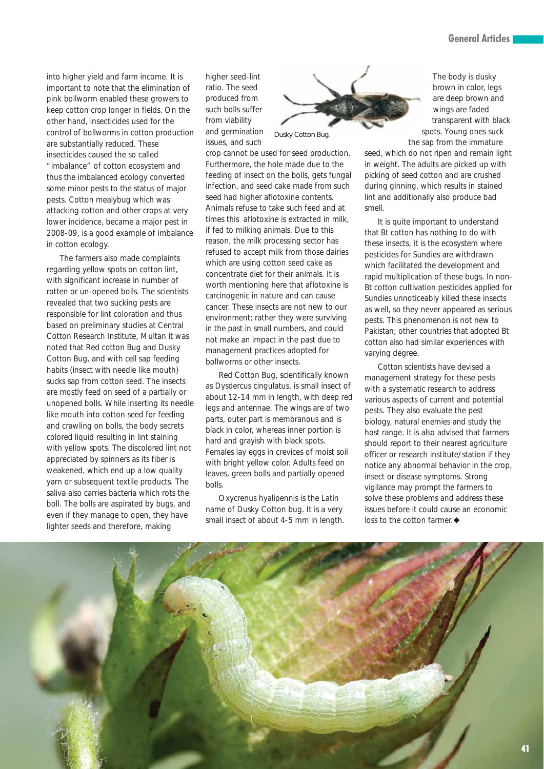into higher yield and farm income. It is important to note that the elimination of pink bollworm enabled these growers to keep cotton crop longer in fields. On the other hand, insecticides used for the control of bollworms in cotton production are substantially reduced. These insecticides caused the so called "imbalance" of cotton ecosystem and thus the imbalanced ecology converted some minor pests to the status of major pests. Cotton mealybug which was attacking cotton and other crops at very lower incidence, became a major pest in 2008-09, is a good example of imbalance in cotton ecology.

The farmers also made complaints regarding yellow spots on cotton lint, with significant increase in number of rotten or un-opened bolls. The scientists revealed that two sucking pests are responsible for lint coloration and thus based on preliminary studies at Central Cotton Research Institute, Multan it was noted that Red cotton Bug and Dusky Cotton Bug, and with cell sap feeding habits (insect with needle like mouth) sucks sap from cotton seed. The insects are mostly feed on seed of a partially or unopened bolls. While inserting its needle like mouth into cotton seed for feeding and crawling on bolls, the body secrets colored liquid resulting in lint staining with yellow spots. The discolored lint not appreciated by spinners as its fiber is weakened, which end up a low quality yarn or subsequent textile products. The saliva also carries bacteria which rots the boll. The bolls are aspirated by bugs, and even if they manage to open, they have lighter seeds and therefore, making higher seed-lint ratio. The seed produced from such bolls suffer from viability and germination issues, and such crop cannot be used for seed production. Furthermore, the hole made due to the feeding of insect on the bolls, gets fungal infection, and seed cake made from such seed had higher aflotoxine contents. Animals refuse to take such feed and at times this aflotoxine is extracted in milk, if fed to milking animals. Due to this reason, the milk processing sector has refused to accept milk from those dairies which are using cotton seed cake as concentrate diet for their animals. It is worth mentioning here that aflotoxine is carcinogenic in nature and can cause cancer. These insects are not new to our environment; rather they were surviving in the past in small numbers, and could not make an impact in the past due to management practices adopted for bollworms or other insects.

Dusky Cotton Bug.

Red Cotton Bug, scientifically known as Dysdercus cingulatus, is small insect of about 12-14 mm in length, with deep red legs and antennae. The wings are of two parts, outer part is membranous and is black in color, whereas inner portion is hard and grayish with black spots. Females lay eggs in crevices of moist soil with bright yellow color. Adults feed on leaves, green bolls and partially opened bolls.

Oxycrenus hyalipennis is the Latin name of Dusky Cotton bug. It is a very small insect of about 4-5 mm in length. The body is dusky brown in color, legs are deep brown and wings are faded transparent with black spots. Young ones suck the sap from the immature seed, which do not ripen and remain light in weight. The adults are picked up with picking of seed cotton and are crushed during ginning, which results in stained lint and additionally also produce bad smell.

It is quite important to understand that Bt cotton has nothing to do with these insects, it is the ecosystem where pesticides for Sundies are withdrawn which facilitated the development and rapid multiplication of these bugs. In non-Bt cotton cultivation pesticides applied for Sundies unnoticeably killed these insects as well, so they never appeared as serious pests. This phenomenon is not new to Pakistan; other countries that adopted Bt cotton also had similar experiences with varying degree.

Cotton scientists have devised a management strategy for these pests with a systematic research to address various aspects of current and potential pests. They also evaluate the pest biology, natural enemies and study the host range. It is also advised that farmers should report to their nearest agriculture officer or research institute/station if they notice any abnormal behavior in the crop, insect or disease symptoms. Strong vigilance may prompt the farmers to solve these problems and address these issues before it could cause an economic loss to the cotton farmer.◆